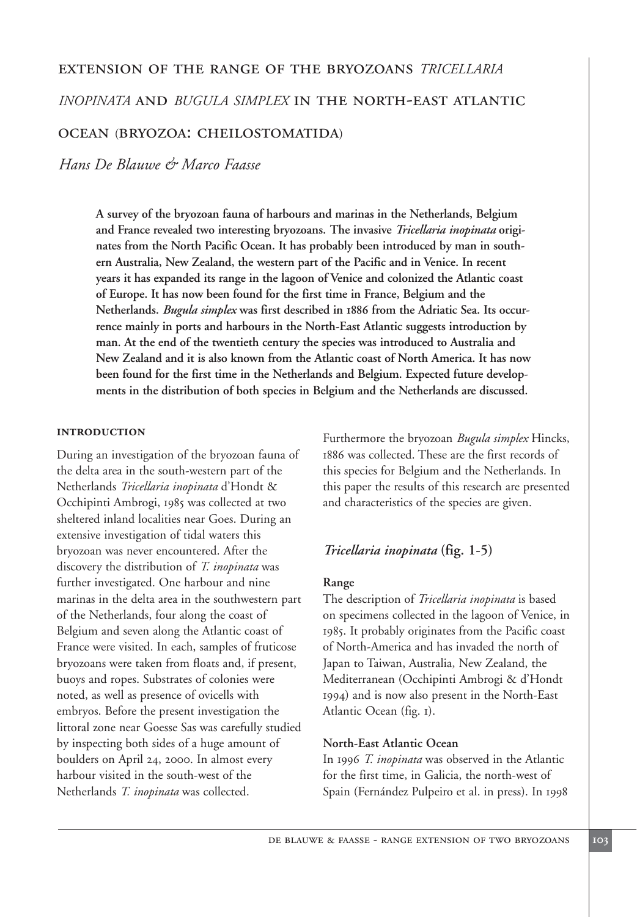# Extension of the range of the bryozoans *Tricellaria inopinata* and *Bugula simplex* in the North-East Atlantic Ocean (Bryozoa: Cheilostomatida)

*Hans De Blauwe & Marco Faasse*

**A survey of the bryozoan fauna of harbours and marinas in the Netherlands, Belgium and France revealed two interesting bryozoans. The invasive *Tricellaria inopinata* originates from the North Pacific Ocean. It has probably been introduced by man in southern Australia, New Zealand, the western part of the Pacific and in Venice. In recent years it has expanded its range in the lagoon of Venice and colonized the Atlantic coast of Europe. It has now been found for the first time in France, Belgium and the Netherlands. *Bugula simplex* was first described in 1886 from the Adriatic Sea. Its occurrence mainly in ports and harbours in the North-East Atlantic suggests introduction by man. At the end of the twentieth century the species was introduced to Australia and New Zealand and it is also known from the Atlantic coast of North America. It has now been found for the first time in the Netherlands and Belgium. Expected future developments in the distribution of both species in Belgium and the Netherlands are discussed.**

## Introduction

During an investigation of the bryozoan fauna of the delta area in the south-western part of the Netherlands *Tricellaria inopinata* d'Hondt & Occhipinti Ambrogi, 1985 was collected at two sheltered inland localities near Goes. During an extensive investigation of tidal waters this bryozoan was never encountered. After the discovery the distribution of *T. inopinata* was further investigated. One harbour and nine marinas in the delta area in the southwestern part of the Netherlands, four along the coast of Belgium and seven along the Atlantic coast of France were visited. In each, samples of fruticose bryozoans were taken from floats and, if present, buoys and ropes. Substrates of colonies were noted, as well as presence of ovicells with embryos. Before the present investigation the littoral zone near Goesse Sas was carefully studied by inspecting both sides of a huge amount of boulders on April 24, 2000. In almost every harbour visited in the south-west of the Netherlands *T. inopinata* was collected.

Furthermore the bryozoan *Bugula simplex* Hincks, 1886 was collected. These are the first records of this species for Belgium and the Netherlands. In this paper the results of this research are presented and characteristics of the species are given.

## *Tricellaria inopinata* (fig. 1-5)

### Range

The description of *Tricellaria inopinata* is based on specimens collected in the lagoon of Venice, in 1985. It probably originates from the Pacific coast of North-America and has invaded the north of Japan to Taiwan, Australia, New Zealand, the Mediterranean (Occhipinti Ambrogi & d'Hondt 1994) and is now also present in the North-East Atlantic Ocean (fig. 1).

### North-East Atlantic Ocean

In 1996 *T. inopinata* was observed in the Atlantic for the first time, in Galicia, the north-west of Spain (Fernández Pulpeiro et al. in press). In 1998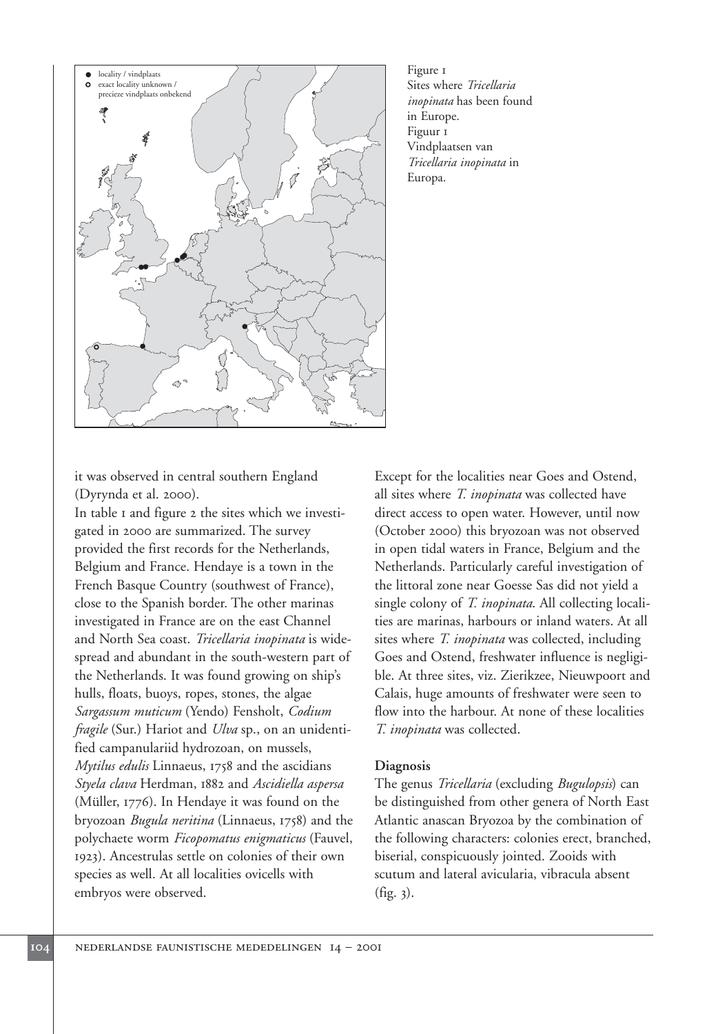Figure 1
Sites where *Tricellaria inopinata* has been found in Europe.
Figuur 1
Vindplaatsen van *Tricellaria inopinata* in Europa.

it was observed in central southern England (Dyrynda et al. 2000).

In table 1 and figure 2 the sites which we investigated in 2000 are summarized. The survey provided the first records for the Netherlands, Belgium and France. Hendaye is a town in the French Basque Country (southwest of France), close to the Spanish border. The other marinas investigated in France are on the east Channel and North Sea coast. *Tricellaria inopinata* is widespread and abundant in the south-western part of the Netherlands. It was found growing on ship's hulls, floats, buoys, ropes, stones, the algae *Sargassum muticum* (Yendo) Fensholt, *Codium fragile* (Sur.) Hariot and *Ulva* sp., on an unidentified campanulariid hydrozoan, on mussels, *Mytilus edulis* Linnaeus, 1758 and the ascidians *Styela clava* Herdman, 1882 and *Ascidiella aspersa* (Müller, 1776). In Hendaye it was found on the bryozoan *Bugula neritina* (Linnaeus, 1758) and the polychaete worm *Ficopomatus enigmaticus* (Fauvel, 1923). Ancestrulas settle on colonies of their own species as well. At all localities ovicells with embryos were observed.

Except for the localities near Goes and Ostend, all sites where *T. inopinata* was collected have direct access to open water. However, until now (October 2000) this bryozoan was not observed in open tidal waters in France, Belgium and the Netherlands. Particularly careful investigation of the littoral zone near Goesse Sas did not yield a single colony of *T. inopinata*. All collecting localities are marinas, harbours or inland waters. At all sites where *T. inopinata* was collected, including Goes and Ostend, freshwater influence is negligible. At three sites, viz. Zierikzee, Nieuwpoort and Calais, huge amounts of freshwater were seen to flow into the harbour. At none of these localities *T. inopinata* was collected.

**Diagnosis**

The genus *Tricellaria* (excluding *Bugulopsis*) can be distinguished from other genera of North East Atlantic anascan Bryozoa by the combination of the following characters: colonies erect, branched, biserial, conspicuously jointed. Zooids with scutum and lateral avicularia, vibracula absent (fig. 3).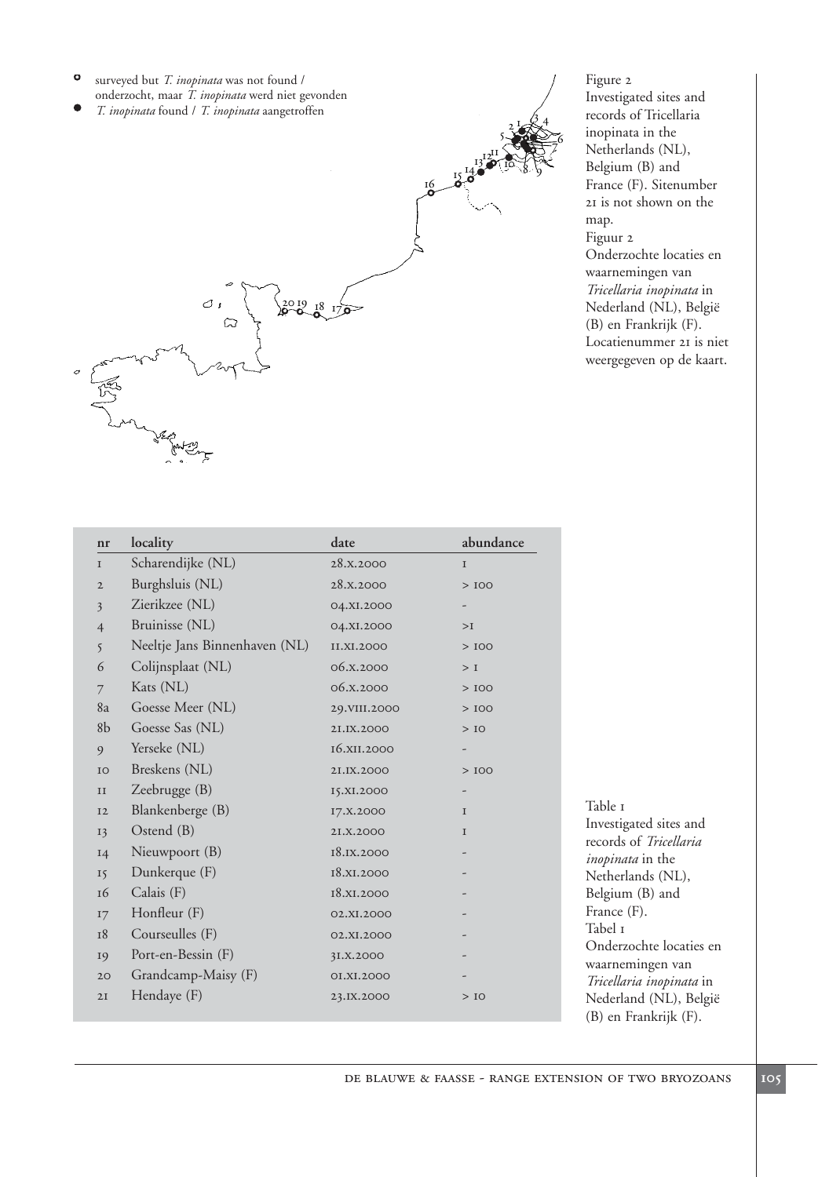- surveyed but *T. inopinata* was not found / onderzocht, maar *T. inopinata* werd niet gevonden
- *T. inopinata* found / *T. inopinata* aangetroffen

Figure 2
Investigated sites and records of Tricellaria inopinata in the Netherlands (NL), Belgium (B) and France (F). Sitenumber 21 is not shown on the map.
Figuur 2
Onderzochte locaties en waarnemingen van *Tricellaria inopinata* in Nederland (NL), België (B) en Frankrijk (F). Locatienummer 21 is niet weergegeven op de kaart.

| nr | locality | date | abundance |
|---|---|---|---|
| 1 | Scharendijke (NL) | 28.x.2000 | 1 |
| 2 | Burghsluis (NL) | 28.x.2000 | > 100 |
| 3 | Zierikzee (NL) | 04.xi.2000 | - |
| 4 | Bruinisse (NL) | 04.xi.2000 | >1 |
| 5 | Neeltje Jans Binnenhaven (NL) | 11.xi.2000 | > 100 |
| 6 | Colijnsplaat (NL) | 06.x.2000 | > 1 |
| 7 | Kats (NL) | 06.x.2000 | > 100 |
| 8a | Goesse Meer (NL) | 29.viii.2000 | > 100 |
| 8b | Goesse Sas (NL) | 21.ix.2000 | > 10 |
| 9 | Yerseke (NL) | 16.xii.2000 | - |
| 10 | Breskens (NL) | 21.ix.2000 | > 100 |
| 11 | Zeebrugge (B) | 15.xi.2000 | - |
| 12 | Blankenberge (B) | 17.x.2000 | 1 |
| 13 | Ostend (B) | 21.x.2000 | 1 |
| 14 | Nieuwpoort (B) | 18.ix.2000 | - |
| 15 | Dunkerque (F) | 18.xi.2000 | - |
| 16 | Calais (F) | 18.xi.2000 | - |
| 17 | Honfleur (F) | 02.xi.2000 | - |
| 18 | Courseulles (F) | 02.xi.2000 | - |
| 19 | Port-en-Bessin (F) | 31.x.2000 | - |
| 20 | Grandcamp-Maisy (F) | 01.xi.2000 | - |
| 21 | Hendaye (F) | 23.ix.2000 | > 10 |

Table 1
Investigated sites and records of *Tricellaria inopinata* in the Netherlands (NL), Belgium (B) and France (F).
Tabel 1
Onderzochte locaties en waarnemingen van *Tricellaria inopinata* in Nederland (NL), België (B) en Frankrijk (F).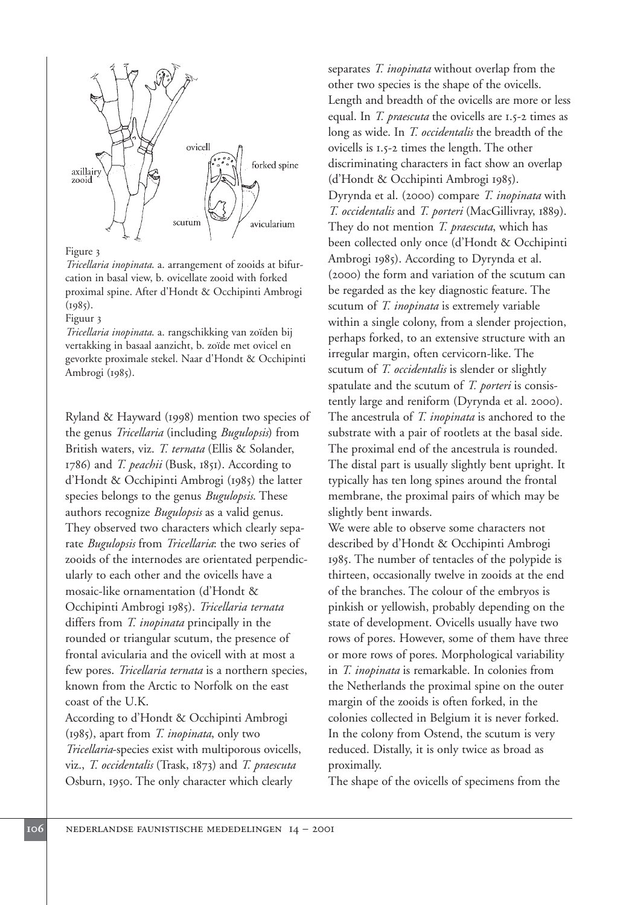Figure 3

*Tricellaria inopinata.* a. arrangement of zooids at bifurcation in basal view, b. ovicellate zooid with forked proximal spine. After d'Hondt & Occhipinti Ambrogi (1985).

Figuur 3

*Tricellaria inopinata.* a. rangschikking van zoïden bij vertakking in basaal aanzicht, b. zoïde met ovicel en gevorkte proximale stekel. Naar d'Hondt & Occhipinti Ambrogi (1985).

Ryland & Hayward (1998) mention two species of the genus *Tricellaria* (including *Bugulopsis*) from British waters, viz. *T. ternata* (Ellis & Solander, 1786) and *T. peachii* (Busk, 1851). According to d'Hondt & Occhipinti Ambrogi (1985) the latter species belongs to the genus *Bugulopsis*. These authors recognize *Bugulopsis* as a valid genus. They observed two characters which clearly separate *Bugulopsis* from *Tricellaria*: the two series of zooids of the internodes are orientated perpendicularly to each other and the ovicells have a mosaic-like ornamentation (d'Hondt & Occhipinti Ambrogi 1985). *Tricellaria ternata* differs from *T. inopinata* principally in the rounded or triangular scutum, the presence of frontal avicularia and the ovicell with at most a few pores. *Tricellaria ternata* is a northern species, known from the Arctic to Norfolk on the east coast of the U.K.

According to d'Hondt & Occhipinti Ambrogi (1985), apart from *T. inopinata*, only two *Tricellaria*-species exist with multiporous ovicells, viz., *T. occidentalis* (Trask, 1873) and *T. praescuta* Osburn, 1950. The only character which clearly separates *T. inopinata* without overlap from the other two species is the shape of the ovicells. Length and breadth of the ovicells are more or less equal. In *T. praescuta* the ovicells are 1.5-2 times as long as wide. In *T. occidentalis* the breadth of the ovicells is 1.5-2 times the length. The other discriminating characters in fact show an overlap (d'Hondt & Occhipinti Ambrogi 1985).

Dyrynda et al. (2000) compare *T. inopinata* with *T. occidentalis* and *T. porteri* (MacGillivray, 1889). They do not mention *T. praescuta*, which has been collected only once (d'Hondt & Occhipinti Ambrogi 1985). According to Dyrynda et al. (2000) the form and variation of the scutum can be regarded as the key diagnostic feature. The scutum of *T. inopinata* is extremely variable within a single colony, from a slender projection, perhaps forked, to an extensive structure with an irregular margin, often cervicorn-like. The scutum of *T. occidentalis* is slender or slightly spatulate and the scutum of *T. porteri* is consistently large and reniform (Dyrynda et al. 2000). The ancestrula of *T. inopinata* is anchored to the substrate with a pair of rootlets at the basal side. The proximal end of the ancestrula is rounded. The distal part is usually slightly bent upright. It typically has ten long spines around the frontal membrane, the proximal pairs of which may be slightly bent inwards.

We were able to observe some characters not described by d'Hondt & Occhipinti Ambrogi 1985. The number of tentacles of the polypide is thirteen, occasionally twelve in zooids at the end of the branches. The colour of the embryos is pinkish or yellowish, probably depending on the state of development. Ovicells usually have two rows of pores. However, some of them have three or more rows of pores. Morphological variability in *T. inopinata* is remarkable. In colonies from the Netherlands the proximal spine on the outer margin of the zooids is often forked, in the colonies collected in Belgium it is never forked. In the colony from Ostend, the scutum is very reduced. Distally, it is only twice as broad as proximally.

The shape of the ovicells of specimens from the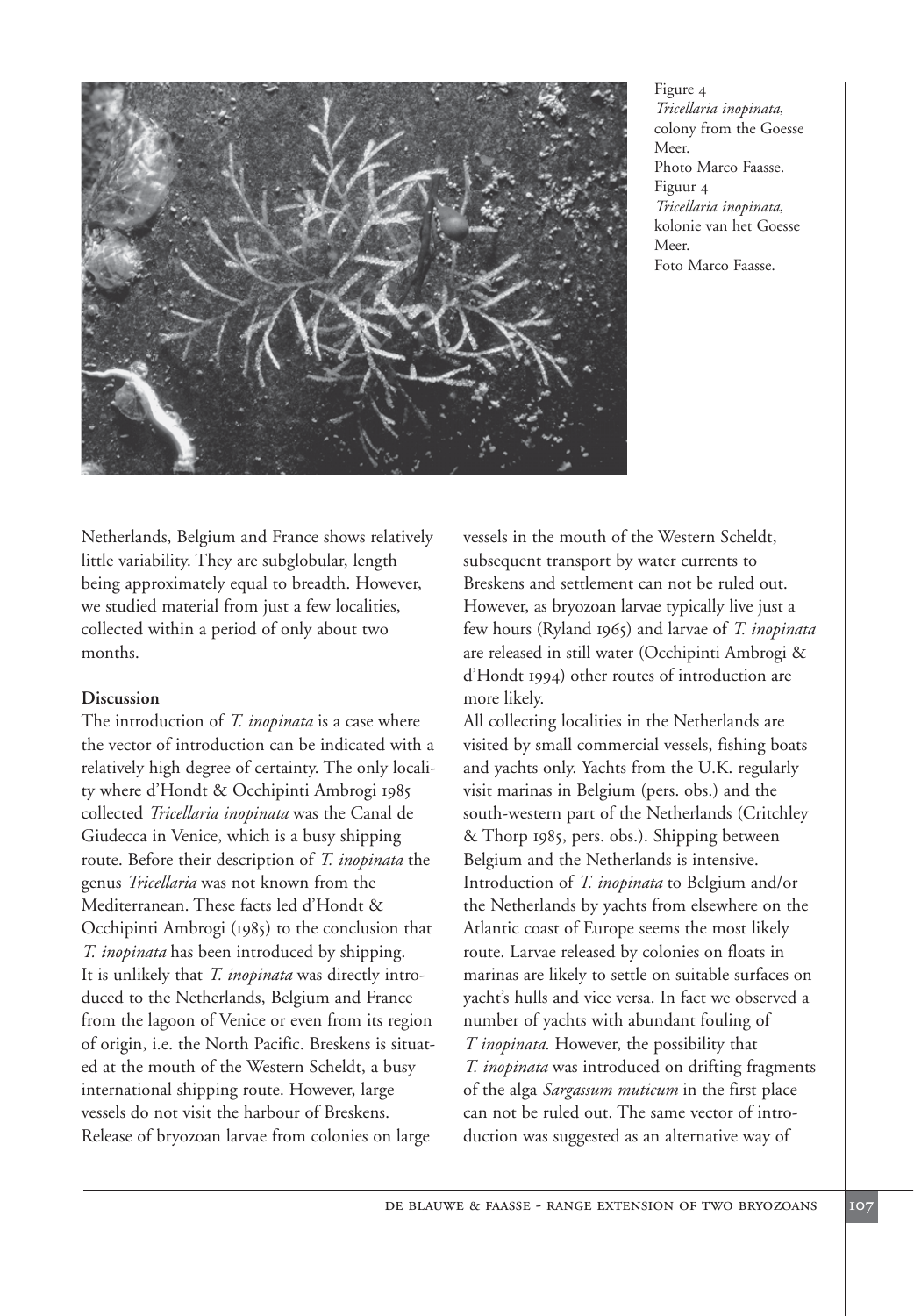Figure 4
*Tricellaria inopinata*, colony from the Goesse Meer.
Photo Marco Faasse.
Figuur 4
*Tricellaria inopinata*, kolonie van het Goesse Meer.
Foto Marco Faasse.

Netherlands, Belgium and France shows relatively little variability. They are subglobular, length being approximately equal to breadth. However, we studied material from just a few localities, collected within a period of only about two months.

**Discussion**

The introduction of *T. inopinata* is a case where the vector of introduction can be indicated with a relatively high degree of certainty. The only locality where d'Hondt & Occhipinti Ambrogi 1985 collected *Tricellaria inopinata* was the Canal de Giudecca in Venice, which is a busy shipping route. Before their description of *T. inopinata* the genus *Tricellaria* was not known from the Mediterranean. These facts led d'Hondt & Occhipinti Ambrogi (1985) to the conclusion that *T. inopinata* has been introduced by shipping. It is unlikely that *T. inopinata* was directly introduced to the Netherlands, Belgium and France from the lagoon of Venice or even from its region of origin, i.e. the North Pacific. Breskens is situated at the mouth of the Western Scheldt, a busy international shipping route. However, large vessels do not visit the harbour of Breskens. Release of bryozoan larvae from colonies on large vessels in the mouth of the Western Scheldt, subsequent transport by water currents to Breskens and settlement can not be ruled out. However, as bryozoan larvae typically live just a few hours (Ryland 1965) and larvae of *T. inopinata* are released in still water (Occhipinti Ambrogi & d'Hondt 1994) other routes of introduction are more likely.

All collecting localities in the Netherlands are visited by small commercial vessels, fishing boats and yachts only. Yachts from the U.K. regularly visit marinas in Belgium (pers. obs.) and the south-western part of the Netherlands (Critchley & Thorp 1985, pers. obs.). Shipping between Belgium and the Netherlands is intensive. Introduction of *T. inopinata* to Belgium and/or the Netherlands by yachts from elsewhere on the Atlantic coast of Europe seems the most likely route. Larvae released by colonies on floats in marinas are likely to settle on suitable surfaces on yacht's hulls and vice versa. In fact we observed a number of yachts with abundant fouling of *T inopinata*. However, the possibility that *T. inopinata* was introduced on drifting fragments of the alga *Sargassum muticum* in the first place can not be ruled out. The same vector of introduction was suggested as an alternative way of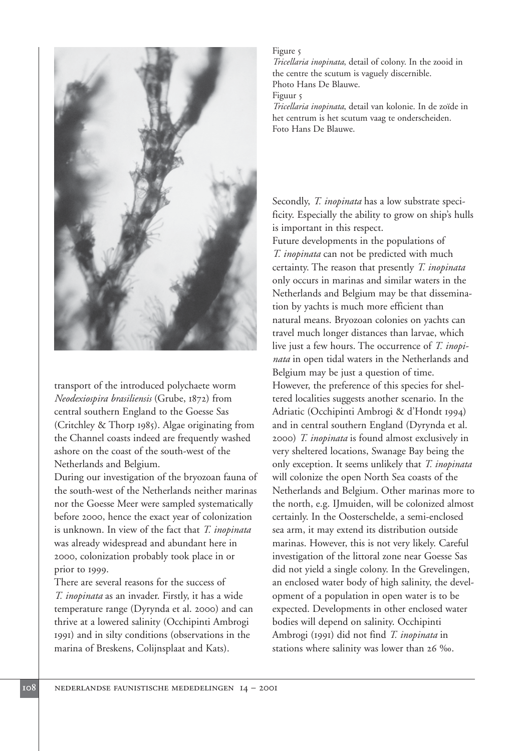Figure 5
*Tricellaria inopinata*, detail of colony. In the zooid in the centre the scutum is vaguely discernible.
Photo Hans De Blauwe.
Figuur 5
*Tricellaria inopinata*, detail van kolonie. In de zoïde in het centrum is het scutum vaag te onderscheiden.
Foto Hans De Blauwe.

transport of the introduced polychaete worm *Neodexiospira brasiliensis* (Grube, 1872) from central southern England to the Goesse Sas (Critchley & Thorp 1985). Algae originating from the Channel coasts indeed are frequently washed ashore on the coast of the south-west of the Netherlands and Belgium.

During our investigation of the bryozoan fauna of the south-west of the Netherlands neither marinas nor the Goesse Meer were sampled systematically before 2000, hence the exact year of colonization is unknown. In view of the fact that *T. inopinata* was already widespread and abundant here in 2000, colonization probably took place in or prior to 1999.

There are several reasons for the success of *T. inopinata* as an invader. Firstly, it has a wide temperature range (Dyrynda et al. 2000) and can thrive at a lowered salinity (Occhipinti Ambrogi 1991) and in silty conditions (observations in the marina of Breskens, Colijnsplaat and Kats).

Secondly, *T. inopinata* has a low substrate specificity. Especially the ability to grow on ship's hulls is important in this respect.

Future developments in the populations of *T. inopinata* can not be predicted with much certainty. The reason that presently *T. inopinata* only occurs in marinas and similar waters in the Netherlands and Belgium may be that dissemination by yachts is much more efficient than natural means. Bryozoan colonies on yachts can travel much longer distances than larvae, which live just a few hours. The occurrence of *T. inopinata* in open tidal waters in the Netherlands and Belgium may be just a question of time. However, the preference of this species for sheltered localities suggests another scenario. In the Adriatic (Occhipinti Ambrogi & d'Hondt 1994) and in central southern England (Dyrynda et al. 2000) *T. inopinata* is found almost exclusively in very sheltered locations, Swanage Bay being the only exception. It seems unlikely that *T. inopinata* will colonize the open North Sea coasts of the Netherlands and Belgium. Other marinas more to the north, e.g. IJmuiden, will be colonized almost certainly. In the Oosterschelde, a semi-enclosed sea arm, it may extend its distribution outside marinas. However, this is not very likely. Careful investigation of the littoral zone near Goesse Sas did not yield a single colony. In the Grevelingen, an enclosed water body of high salinity, the development of a population in open water is to be expected. Developments in other enclosed water bodies will depend on salinity. Occhipinti Ambrogi (1991) did not find *T. inopinata* in stations where salinity was lower than 26 ‰.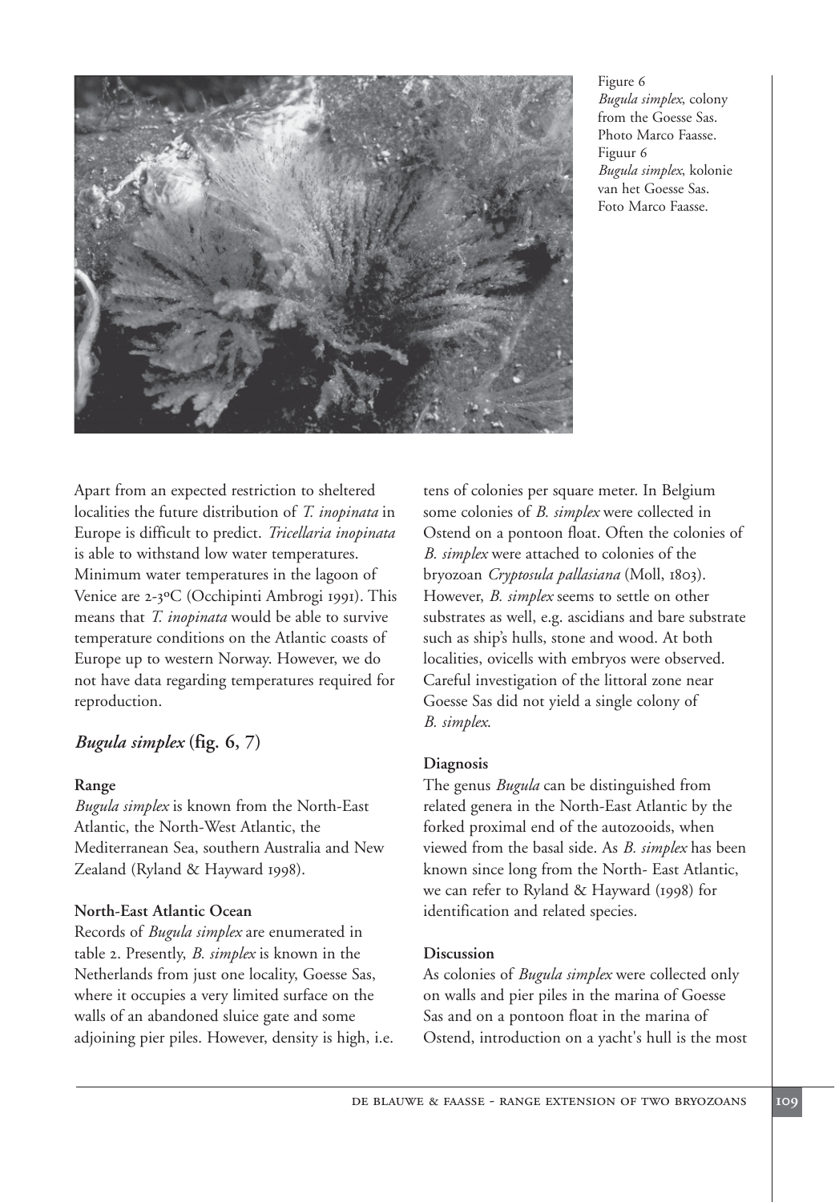Figure 6
*Bugula simplex*, colony from the Goesse Sas. Photo Marco Faasse.
Figuur 6
*Bugula simplex*, kolonie van het Goesse Sas. Foto Marco Faasse.

Apart from an expected restriction to sheltered localities the future distribution of *T. inopinata* in Europe is difficult to predict. *Tricellaria inopinata* is able to withstand low water temperatures. Minimum water temperatures in the lagoon of Venice are 2-3ºC (Occhipinti Ambrogi 1991). This means that *T. inopinata* would be able to survive temperature conditions on the Atlantic coasts of Europe up to western Norway. However, we do not have data regarding temperatures required for reproduction.

## *Bugula simplex* (fig. 6, 7)

### Range

*Bugula simplex* is known from the North-East Atlantic, the North-West Atlantic, the Mediterranean Sea, southern Australia and New Zealand (Ryland & Hayward 1998).

### North-East Atlantic Ocean

Records of *Bugula simplex* are enumerated in table 2. Presently, *B. simplex* is known in the Netherlands from just one locality, Goesse Sas, where it occupies a very limited surface on the walls of an abandoned sluice gate and some adjoining pier piles. However, density is high, i.e. tens of colonies per square meter. In Belgium some colonies of *B. simplex* were collected in Ostend on a pontoon float. Often the colonies of *B. simplex* were attached to colonies of the bryozoan *Cryptosula pallasiana* (Moll, 1803). However, *B. simplex* seems to settle on other substrates as well, e.g. ascidians and bare substrate such as ship's hulls, stone and wood. At both localities, ovicells with embryos were observed. Careful investigation of the littoral zone near Goesse Sas did not yield a single colony of *B. simplex*.

### Diagnosis

The genus *Bugula* can be distinguished from related genera in the North-East Atlantic by the forked proximal end of the autozooids, when viewed from the basal side. As *B. simplex* has been known since long from the North- East Atlantic, we can refer to Ryland & Hayward (1998) for identification and related species.

### Discussion

As colonies of *Bugula simplex* were collected only on walls and pier piles in the marina of Goesse Sas and on a pontoon float in the marina of Ostend, introduction on a yacht's hull is the most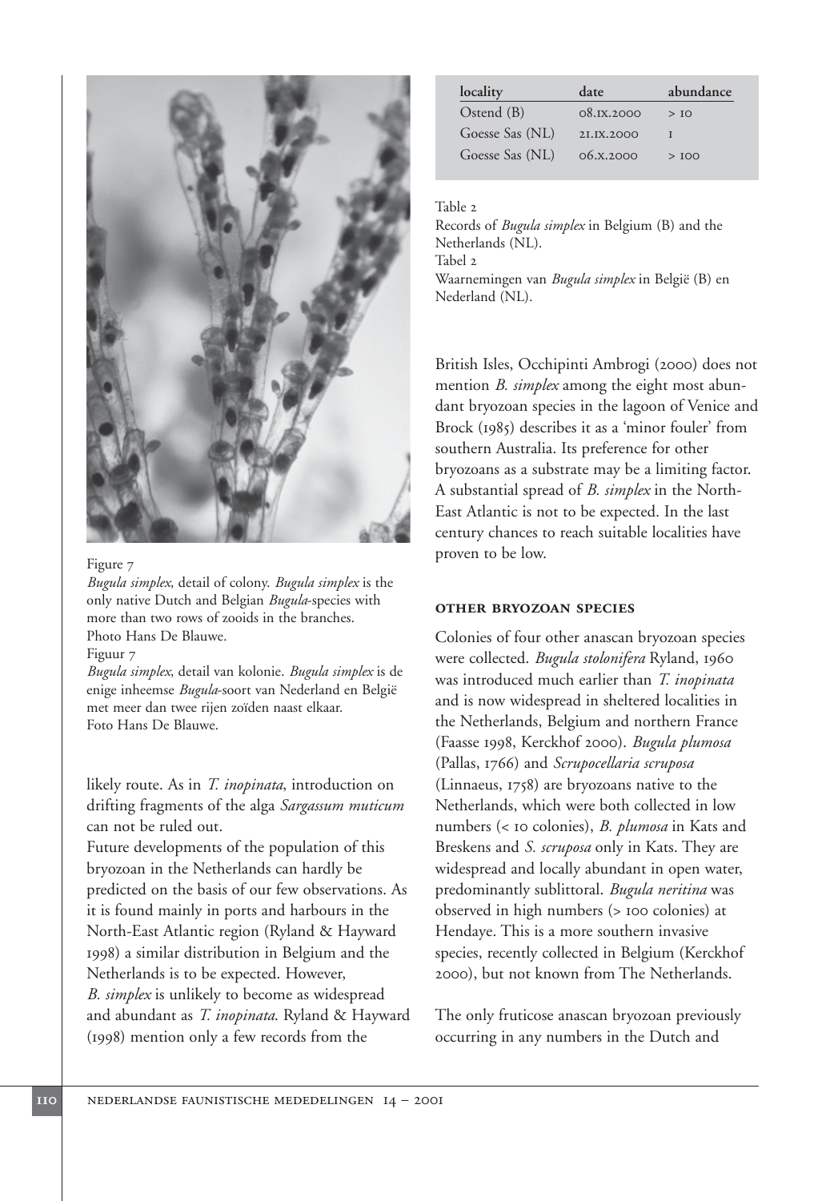Figure 7

*Bugula simplex*, detail of colony. *Bugula simplex* is the only native Dutch and Belgian *Bugula*-species with more than two rows of zooids in the branches. Photo Hans De Blauwe.

Figuur 7

*Bugula simplex*, detail van kolonie. *Bugula simplex* is de enige inheemse *Bugula*-soort van Nederland en België met meer dan twee rijen zoïden naast elkaar. Foto Hans De Blauwe.

likely route. As in *T. inopinata*, introduction on drifting fragments of the alga *Sargassum muticum* can not be ruled out.

Future developments of the population of this bryozoan in the Netherlands can hardly be predicted on the basis of our few observations. As it is found mainly in ports and harbours in the North-East Atlantic region (Ryland & Hayward 1998) a similar distribution in Belgium and the Netherlands is to be expected. However, *B. simplex* is unlikely to become as widespread and abundant as *T. inopinata*. Ryland & Hayward (1998) mention only a few records from the British Isles, Occhipinti Ambrogi (2000) does not mention *B. simplex* among the eight most abundant bryozoan species in the lagoon of Venice and Brock (1985) describes it as a 'minor fouler' from southern Australia. Its preference for other bryozoans as a substrate may be a limiting factor. A substantial spread of *B. simplex* in the North-East Atlantic is not to be expected. In the last century chances to reach suitable localities have proven to be low.

| locality | date | abundance |
|---|---|---|
| Ostend (B) | 08.IX.2000 | > 10 |
| Goesse Sas (NL) | 21.IX.2000 | 1 |
| Goesse Sas (NL) | 06.X.2000 | > 100 |

Table 2

Records of *Bugula simplex* in Belgium (B) and the Netherlands (NL).

Tabel 2

Waarnemingen van *Bugula simplex* in België (B) en Nederland (NL).

### OTHER BRYOZOAN SPECIES

Colonies of four other anascan bryozoan species were collected. *Bugula stolonifera* Ryland, 1960 was introduced much earlier than *T. inopinata* and is now widespread in sheltered localities in the Netherlands, Belgium and northern France (Faasse 1998, Kerckhof 2000). *Bugula plumosa* (Pallas, 1766) and *Scrupocellaria scruposa* (Linnaeus, 1758) are bryozoans native to the Netherlands, which were both collected in low numbers (< 10 colonies), *B. plumosa* in Kats and Breskens and *S. scruposa* only in Kats. They are widespread and locally abundant in open water, predominantly sublittoral. *Bugula neritina* was observed in high numbers (> 100 colonies) at Hendaye. This is a more southern invasive species, recently collected in Belgium (Kerckhof 2000), but not known from The Netherlands.

The only fruticose anascan bryozoan previously occurring in any numbers in the Dutch and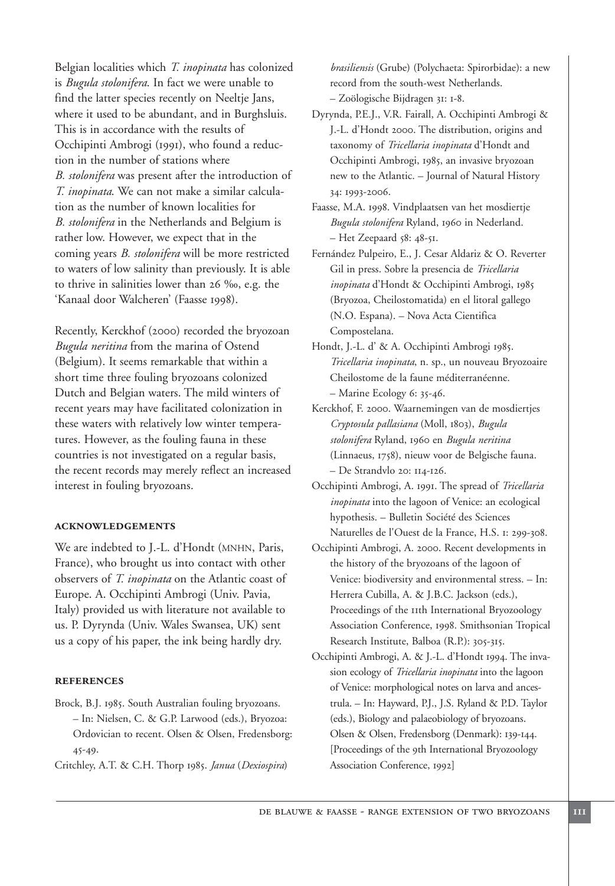Belgian localities which *T. inopinata* has colonized is *Bugula stolonifera*. In fact we were unable to find the latter species recently on Neeltje Jans, where it used to be abundant, and in Burghsluis. This is in accordance with the results of Occhipinti Ambrogi (1991), who found a reduction in the number of stations where *B. stolonifera* was present after the introduction of *T. inopinata*. We can not make a similar calculation as the number of known localities for *B. stolonifera* in the Netherlands and Belgium is rather low. However, we expect that in the coming years *B. stolonifera* will be more restricted to waters of low salinity than previously. It is able to thrive in salinities lower than 26 ‰, e.g. the 'Kanaal door Walcheren' (Faasse 1998).

Recently, Kerckhof (2000) recorded the bryozoan *Bugula neritina* from the marina of Ostend (Belgium). It seems remarkable that within a short time three fouling bryozoans colonized Dutch and Belgian waters. The mild winters of recent years may have facilitated colonization in these waters with relatively low winter temperatures. However, as the fouling fauna in these countries is not investigated on a regular basis, the recent records may merely reflect an increased interest in fouling bryozoans.

## ACKNOWLEDGEMENTS

We are indebted to J.-L. d'Hondt (MNHN, Paris, France), who brought us into contact with other observers of *T. inopinata* on the Atlantic coast of Europe. A. Occhipinti Ambrogi (Univ. Pavia, Italy) provided us with literature not available to us. P. Dyrynda (Univ. Wales Swansea, UK) sent us a copy of his paper, the ink being hardly dry.

## REFERENCES

Brock, B.J. 1985. South Australian fouling bryozoans. – In: Nielsen, C. & G.P. Larwood (eds.), Bryozoa: Ordovician to recent. Olsen & Olsen, Fredensborg: 45-49.

Critchley, A.T. & C.H. Thorp 1985. *Janua* (*Dexiospira*) *brasiliensis* (Grube) (Polychaeta: Spirorbidae): a new record from the south-west Netherlands. – Zoölogische Bijdragen 31: 1-8.

Dyrynda, P.E.J., V.R. Fairall, A. Occhipinti Ambrogi & J.-L. d'Hondt 2000. The distribution, origins and taxonomy of *Tricellaria inopinata* d'Hondt and Occhipinti Ambrogi, 1985, an invasive bryozoan new to the Atlantic. – Journal of Natural History 34: 1993-2006.

Faasse, M.A. 1998. Vindplaatsen van het mosdiertje *Bugula stolonifera* Ryland, 1960 in Nederland. – Het Zeepaard 58: 48-51.

Fernández Pulpeiro, E., J. Cesar Aldariz & O. Reverter Gil in press. Sobre la presencia de *Tricellaria inopinata* d'Hondt & Occhipinti Ambrogi, 1985 (Bryozoa, Cheilostomatida) en el litoral gallego (N.O. Espana). – Nova Acta Cientifica Compostelana.

Hondt, J.-L. d' & A. Occhipinti Ambrogi 1985. *Tricellaria inopinata*, n. sp., un nouveau Bryozoaire Cheilostome de la faune méditerranéenne. – Marine Ecology 6: 35-46.

Kerckhof, F. 2000. Waarnemingen van de mosdiertjes *Cryptosula pallasiana* (Moll, 1803), *Bugula stolonifera* Ryland, 1960 en *Bugula neritina* (Linnaeus, 1758), nieuw voor de Belgische fauna. – De Strandvlo 20: 114-126.

Occhipinti Ambrogi, A. 1991. The spread of *Tricellaria inopinata* into the lagoon of Venice: an ecological hypothesis. – Bulletin Société des Sciences Naturelles de l'Ouest de la France, H.S. 1: 299-308.

Occhipinti Ambrogi, A. 2000. Recent developments in the history of the bryozoans of the lagoon of Venice: biodiversity and environmental stress. – In: Herrera Cubilla, A. & J.B.C. Jackson (eds.), Proceedings of the 11th International Bryozoology Association Conference, 1998. Smithsonian Tropical Research Institute, Balboa (R.P.): 305-315.

Occhipinti Ambrogi, A. & J.-L. d'Hondt 1994. The invasion ecology of *Tricellaria inopinata* into the lagoon of Venice: morphological notes on larva and ancestrula. – In: Hayward, P.J., J.S. Ryland & P.D. Taylor (eds.), Biology and palaeobiology of bryozoans. Olsen & Olsen, Fredensborg (Denmark): 139-144. [Proceedings of the 9th International Bryozoology Association Conference, 1992]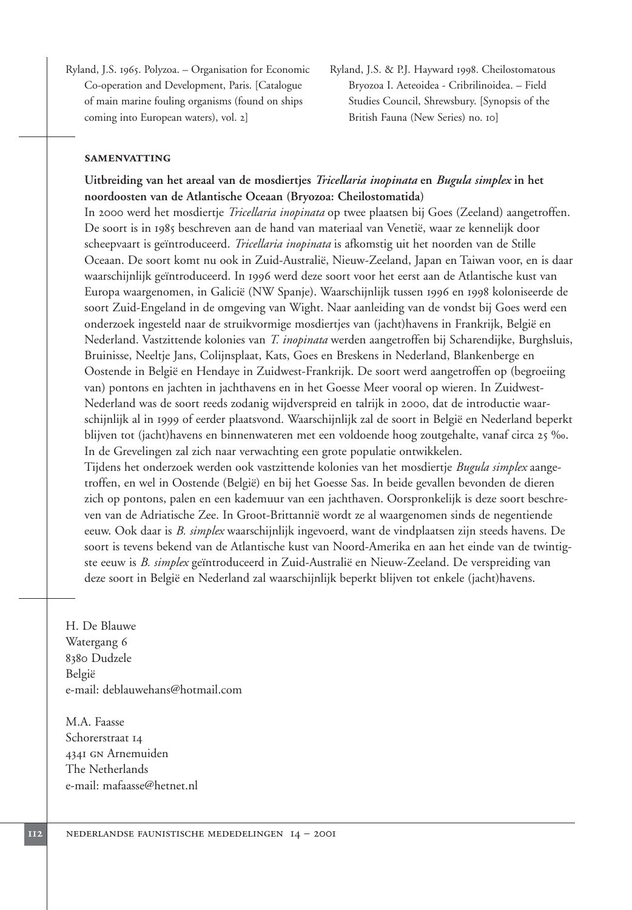Ryland, J.S. 1965. Polyzoa. – Organisation for Economic Co-operation and Development, Paris. [Catalogue of main marine fouling organisms (found on ships coming into European waters), vol. 2]

Ryland, J.S. & P.J. Hayward 1998. Cheilostomatous Bryozoa I. Aeteoidea - Cribrilinoidea. – Field Studies Council, Shrewsbury. [Synopsis of the British Fauna (New Series) no. 10]

## SAMENVATTING

**Uitbreiding van het areaal van de mosdiertjes *Tricellaria inopinata* en *Bugula simplex* in het noordoosten van de Atlantische Oceaan (Bryozoa: Cheilostomatida)**

In 2000 werd het mosdiertje *Tricellaria inopinata* op twee plaatsen bij Goes (Zeeland) aangetroffen. De soort is in 1985 beschreven aan de hand van materiaal van Venetië, waar ze kennelijk door scheepvaart is geïntroduceerd. *Tricellaria inopinata* is afkomstig uit het noorden van de Stille Oceaan. De soort komt nu ook in Zuid-Australië, Nieuw-Zeeland, Japan en Taiwan voor, en is daar waarschijnlijk geïntroduceerd. In 1996 werd deze soort voor het eerst aan de Atlantische kust van Europa waargenomen, in Galicië (NW Spanje). Waarschijnlijk tussen 1996 en 1998 koloniseerde de soort Zuid-Engeland in de omgeving van Wight. Naar aanleiding van de vondst bij Goes werd een onderzoek ingesteld naar de struikvormige mosdiertjes van (jacht)havens in Frankrijk, België en Nederland. Vastzittende kolonies van *T. inopinata* werden aangetroffen bij Scharendijke, Burghsluis, Bruinisse, Neeltje Jans, Colijnsplaat, Kats, Goes en Breskens in Nederland, Blankenberge en Oostende in België en Hendaye in Zuidwest-Frankrijk. De soort werd aangetroffen op (begroeiing van) pontons en jachten in jachthavens en in het Goesse Meer vooral op wieren. In Zuidwest-Nederland was de soort reeds zodanig wijdverspreid en talrijk in 2000, dat de introductie waarschijnlijk al in 1999 of eerder plaatsvond. Waarschijnlijk zal de soort in België en Nederland beperkt blijven tot (jacht)havens en binnenwateren met een voldoende hoog zoutgehalte, vanaf circa 25 ‰. In de Grevelingen zal zich naar verwachting een grote populatie ontwikkelen.

Tijdens het onderzoek werden ook vastzittende kolonies van het mosdiertje *Bugula simplex* aangetroffen, en wel in Oostende (België) en bij het Goesse Sas. In beide gevallen bevonden de dieren zich op pontons, palen en een kademuur van een jachthaven. Oorspronkelijk is deze soort beschreven van de Adriatische Zee. In Groot-Brittannië wordt ze al waargenomen sinds de negentiende eeuw. Ook daar is *B. simplex* waarschijnlijk ingevoerd, want de vindplaatsen zijn steeds havens. De soort is tevens bekend van de Atlantische kust van Noord-Amerika en aan het einde van de twintigste eeuw is *B. simplex* geïntroduceerd in Zuid-Australië en Nieuw-Zeeland. De verspreiding van deze soort in België en Nederland zal waarschijnlijk beperkt blijven tot enkele (jacht)havens.

H. De Blauwe
Watergang 6
8380 Dudzele
België
e-mail: deblauwehans@hotmail.com

M.A. Faasse
Schorerstraat 14
4341 GN Arnemuiden
The Netherlands
e-mail: mafaasse@hetnet.nl